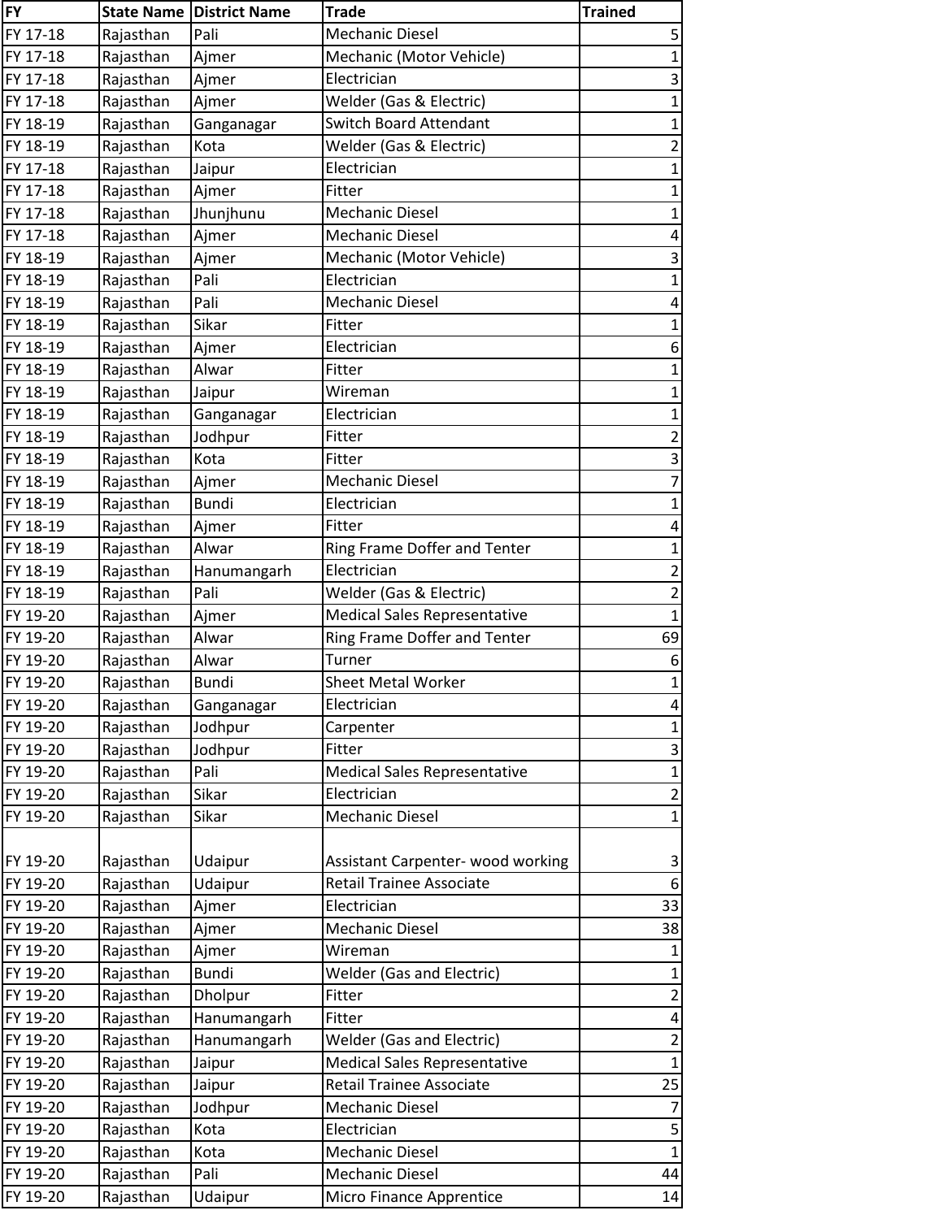| FY | State Name | District Name | Trade | Trained |
|---|---|---|---|---|
| FY 17-18 | Rajasthan | Pali | Mechanic Diesel | 5 |
| FY 17-18 | Rajasthan | Ajmer | Mechanic (Motor Vehicle) | 1 |
| FY 17-18 | Rajasthan | Ajmer | Electrician | 3 |
| FY 17-18 | Rajasthan | Ajmer | Welder (Gas & Electric) | 1 |
| FY 18-19 | Rajasthan | Ganganagar | Switch Board Attendant | 1 |
| FY 18-19 | Rajasthan | Kota | Welder (Gas & Electric) | 2 |
| FY 17-18 | Rajasthan | Jaipur | Electrician | 1 |
| FY 17-18 | Rajasthan | Ajmer | Fitter | 1 |
| FY 17-18 | Rajasthan | Jhunjhunu | Mechanic Diesel | 1 |
| FY 17-18 | Rajasthan | Ajmer | Mechanic Diesel | 4 |
| FY 18-19 | Rajasthan | Ajmer | Mechanic (Motor Vehicle) | 3 |
| FY 18-19 | Rajasthan | Pali | Electrician | 1 |
| FY 18-19 | Rajasthan | Pali | Mechanic Diesel | 4 |
| FY 18-19 | Rajasthan | Sikar | Fitter | 1 |
| FY 18-19 | Rajasthan | Ajmer | Electrician | 6 |
| FY 18-19 | Rajasthan | Alwar | Fitter | 1 |
| FY 18-19 | Rajasthan | Jaipur | Wireman | 1 |
| FY 18-19 | Rajasthan | Ganganagar | Electrician | 1 |
| FY 18-19 | Rajasthan | Jodhpur | Fitter | 2 |
| FY 18-19 | Rajasthan | Kota | Fitter | 3 |
| FY 18-19 | Rajasthan | Ajmer | Mechanic Diesel | 7 |
| FY 18-19 | Rajasthan | Bundi | Electrician | 1 |
| FY 18-19 | Rajasthan | Ajmer | Fitter | 4 |
| FY 18-19 | Rajasthan | Alwar | Ring Frame Doffer and Tenter | 1 |
| FY 18-19 | Rajasthan | Hanumangarh | Electrician | 2 |
| FY 18-19 | Rajasthan | Pali | Welder (Gas & Electric) | 2 |
| FY 19-20 | Rajasthan | Ajmer | Medical Sales Representative | 1 |
| FY 19-20 | Rajasthan | Alwar | Ring Frame Doffer and Tenter | 69 |
| FY 19-20 | Rajasthan | Alwar | Turner | 6 |
| FY 19-20 | Rajasthan | Bundi | Sheet Metal Worker | 1 |
| FY 19-20 | Rajasthan | Ganganagar | Electrician | 4 |
| FY 19-20 | Rajasthan | Jodhpur | Carpenter | 1 |
| FY 19-20 | Rajasthan | Jodhpur | Fitter | 3 |
| FY 19-20 | Rajasthan | Pali | Medical Sales Representative | 1 |
| FY 19-20 | Rajasthan | Sikar | Electrician | 2 |
| FY 19-20 | Rajasthan | Sikar | Mechanic Diesel | 1 |
| FY 19-20 | Rajasthan | Udaipur | Assistant Carpenter- wood working | 3 |
| FY 19-20 | Rajasthan | Udaipur | Retail Trainee Associate | 6 |
| FY 19-20 | Rajasthan | Ajmer | Electrician | 33 |
| FY 19-20 | Rajasthan | Ajmer | Mechanic Diesel | 38 |
| FY 19-20 | Rajasthan | Ajmer | Wireman | 1 |
| FY 19-20 | Rajasthan | Bundi | Welder (Gas and Electric) | 1 |
| FY 19-20 | Rajasthan | Dholpur | Fitter | 2 |
| FY 19-20 | Rajasthan | Hanumangarh | Fitter | 4 |
| FY 19-20 | Rajasthan | Hanumangarh | Welder (Gas and Electric) | 2 |
| FY 19-20 | Rajasthan | Jaipur | Medical Sales Representative | 1 |
| FY 19-20 | Rajasthan | Jaipur | Retail Trainee Associate | 25 |
| FY 19-20 | Rajasthan | Jodhpur | Mechanic Diesel | 7 |
| FY 19-20 | Rajasthan | Kota | Electrician | 5 |
| FY 19-20 | Rajasthan | Kota | Mechanic Diesel | 1 |
| FY 19-20 | Rajasthan | Pali | Mechanic Diesel | 44 |
| FY 19-20 | Rajasthan | Udaipur | Micro Finance Apprentice | 14 |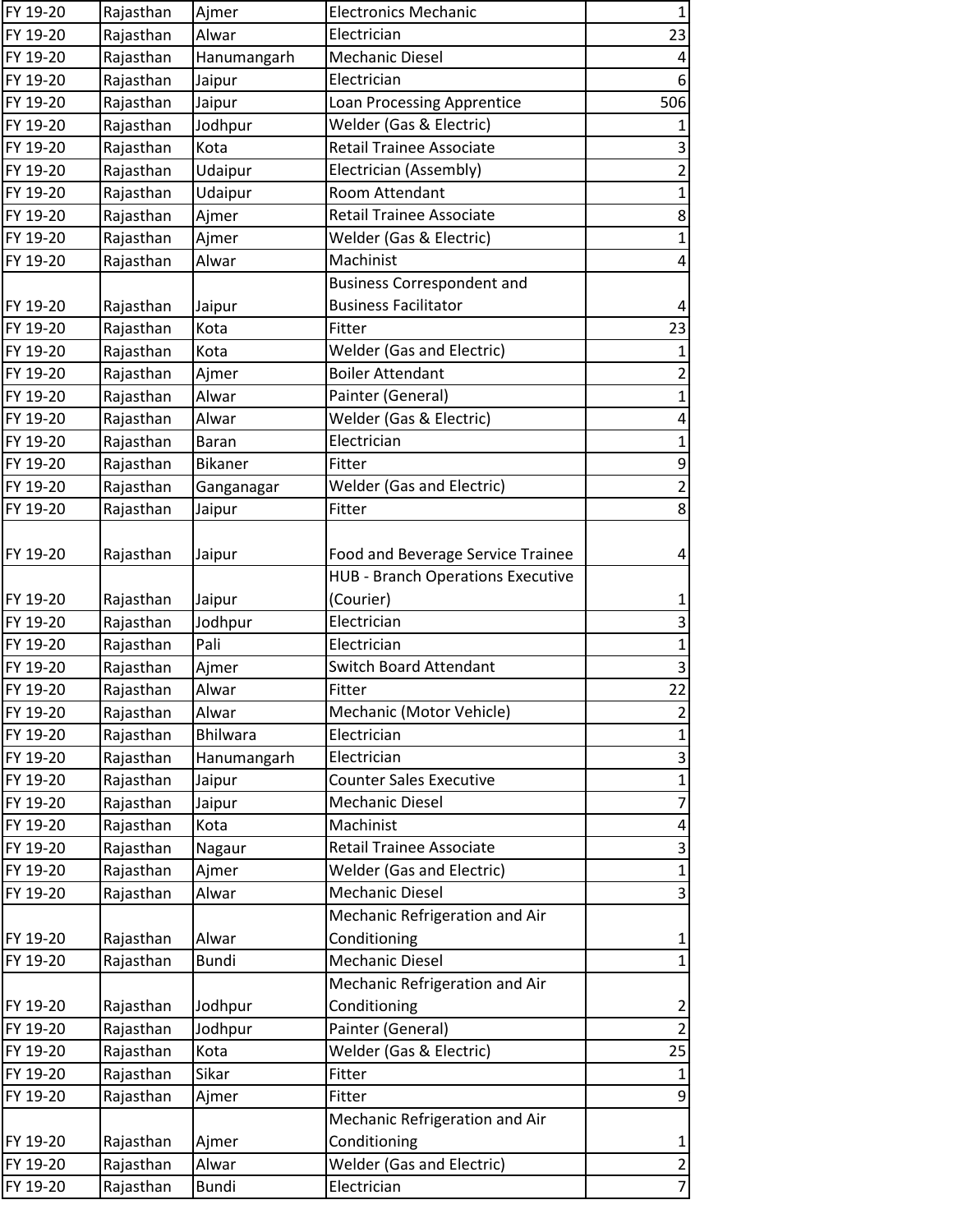| FY 19-20 | Rajasthan | Ajmer | Electronics Mechanic | 1 |
|---|---|---|---|---|
| FY 19-20 | Rajasthan | Alwar | Electrician | 23 |
| FY 19-20 | Rajasthan | Hanumangarh | Mechanic Diesel | 4 |
| FY 19-20 | Rajasthan | Jaipur | Electrician | 6 |
| FY 19-20 | Rajasthan | Jaipur | Loan Processing Apprentice | 506 |
| FY 19-20 | Rajasthan | Jodhpur | Welder (Gas & Electric) | 1 |
| FY 19-20 | Rajasthan | Kota | Retail Trainee Associate | 3 |
| FY 19-20 | Rajasthan | Udaipur | Electrician (Assembly) | 2 |
| FY 19-20 | Rajasthan | Udaipur | Room Attendant | 1 |
| FY 19-20 | Rajasthan | Ajmer | Retail Trainee Associate | 8 |
| FY 19-20 | Rajasthan | Ajmer | Welder (Gas & Electric) | 1 |
| FY 19-20 | Rajasthan | Alwar | Machinist | 4 |
| FY 19-20 | Rajasthan | Jaipur | Business Correspondent and Business Facilitator | 4 |
| FY 19-20 | Rajasthan | Kota | Fitter | 23 |
| FY 19-20 | Rajasthan | Kota | Welder (Gas and Electric) | 1 |
| FY 19-20 | Rajasthan | Ajmer | Boiler Attendant | 2 |
| FY 19-20 | Rajasthan | Alwar | Painter (General) | 1 |
| FY 19-20 | Rajasthan | Alwar | Welder (Gas & Electric) | 4 |
| FY 19-20 | Rajasthan | Baran | Electrician | 1 |
| FY 19-20 | Rajasthan | Bikaner | Fitter | 9 |
| FY 19-20 | Rajasthan | Ganganagar | Welder (Gas and Electric) | 2 |
| FY 19-20 | Rajasthan | Jaipur | Fitter | 8 |
| FY 19-20 | Rajasthan | Jaipur | Food and Beverage Service Trainee | 4 |
| FY 19-20 | Rajasthan | Jaipur | HUB - Branch Operations Executive (Courier) | 1 |
| FY 19-20 | Rajasthan | Jodhpur | Electrician | 3 |
| FY 19-20 | Rajasthan | Pali | Electrician | 1 |
| FY 19-20 | Rajasthan | Ajmer | Switch Board Attendant | 3 |
| FY 19-20 | Rajasthan | Alwar | Fitter | 22 |
| FY 19-20 | Rajasthan | Alwar | Mechanic (Motor Vehicle) | 2 |
| FY 19-20 | Rajasthan | Bhilwara | Electrician | 1 |
| FY 19-20 | Rajasthan | Hanumangarh | Electrician | 3 |
| FY 19-20 | Rajasthan | Jaipur | Counter Sales Executive | 1 |
| FY 19-20 | Rajasthan | Jaipur | Mechanic Diesel | 7 |
| FY 19-20 | Rajasthan | Kota | Machinist | 4 |
| FY 19-20 | Rajasthan | Nagaur | Retail Trainee Associate | 3 |
| FY 19-20 | Rajasthan | Ajmer | Welder (Gas and Electric) | 1 |
| FY 19-20 | Rajasthan | Alwar | Mechanic Diesel | 3 |
| FY 19-20 | Rajasthan | Alwar | Mechanic Refrigeration and Air Conditioning | 1 |
| FY 19-20 | Rajasthan | Bundi | Mechanic Diesel | 1 |
| FY 19-20 | Rajasthan | Jodhpur | Mechanic Refrigeration and Air Conditioning | 2 |
| FY 19-20 | Rajasthan | Jodhpur | Painter (General) | 2 |
| FY 19-20 | Rajasthan | Kota | Welder (Gas & Electric) | 25 |
| FY 19-20 | Rajasthan | Sikar | Fitter | 1 |
| FY 19-20 | Rajasthan | Ajmer | Fitter | 9 |
| FY 19-20 | Rajasthan | Ajmer | Mechanic Refrigeration and Air Conditioning | 1 |
| FY 19-20 | Rajasthan | Alwar | Welder (Gas and Electric) | 2 |
| FY 19-20 | Rajasthan | Bundi | Electrician | 7 |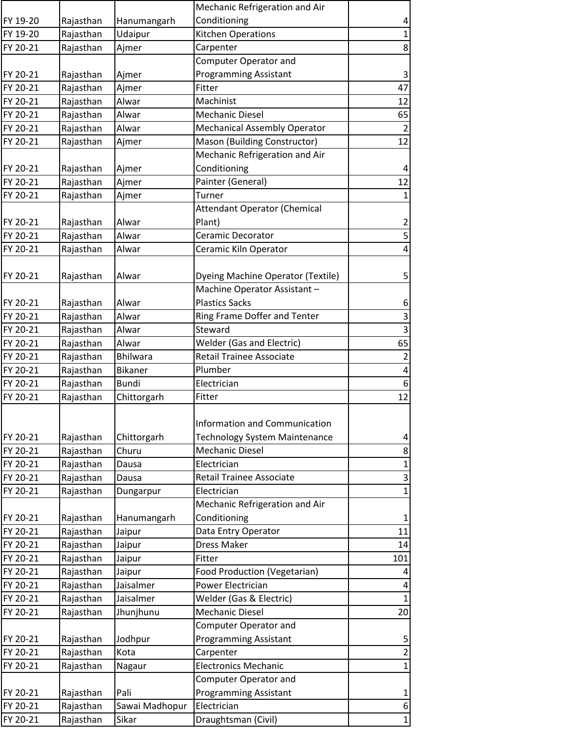| | | | | |
|---|---|---|---|---|
| FY 19-20 | Rajasthan | Hanumangarh | Mechanic Refrigeration and Air Conditioning | 4 |
| FY 19-20 | Rajasthan | Udaipur | Kitchen Operations | 1 |
| FY 20-21 | Rajasthan | Ajmer | Carpenter | 8 |
| FY 20-21 | Rajasthan | Ajmer | Computer Operator and Programming Assistant | 3 |
| FY 20-21 | Rajasthan | Ajmer | Fitter | 47 |
| FY 20-21 | Rajasthan | Alwar | Machinist | 12 |
| FY 20-21 | Rajasthan | Alwar | Mechanic Diesel | 65 |
| FY 20-21 | Rajasthan | Alwar | Mechanical Assembly Operator | 2 |
| FY 20-21 | Rajasthan | Ajmer | Mason (Building Constructor) | 12 |
| FY 20-21 | Rajasthan | Ajmer | Mechanic Refrigeration and Air Conditioning | 4 |
| FY 20-21 | Rajasthan | Ajmer | Painter (General) | 12 |
| FY 20-21 | Rajasthan | Ajmer | Turner | 1 |
| FY 20-21 | Rajasthan | Alwar | Attendant Operator (Chemical Plant) | 2 |
| FY 20-21 | Rajasthan | Alwar | Ceramic Decorator | 5 |
| FY 20-21 | Rajasthan | Alwar | Ceramic Kiln Operator | 4 |
| FY 20-21 | Rajasthan | Alwar | Dyeing Machine Operator (Textile) | 5 |
| FY 20-21 | Rajasthan | Alwar | Machine Operator Assistant – Plastics Sacks | 6 |
| FY 20-21 | Rajasthan | Alwar | Ring Frame Doffer and Tenter | 3 |
| FY 20-21 | Rajasthan | Alwar | Steward | 3 |
| FY 20-21 | Rajasthan | Alwar | Welder (Gas and Electric) | 65 |
| FY 20-21 | Rajasthan | Bhilwara | Retail Trainee Associate | 2 |
| FY 20-21 | Rajasthan | Bikaner | Plumber | 4 |
| FY 20-21 | Rajasthan | Bundi | Electrician | 6 |
| FY 20-21 | Rajasthan | Chittorgarh | Fitter | 12 |
| FY 20-21 | Rajasthan | Chittorgarh | Information and Communication Technology System Maintenance | 4 |
| FY 20-21 | Rajasthan | Churu | Mechanic Diesel | 8 |
| FY 20-21 | Rajasthan | Dausa | Electrician | 1 |
| FY 20-21 | Rajasthan | Dausa | Retail Trainee Associate | 3 |
| FY 20-21 | Rajasthan | Dungarpur | Electrician | 1 |
| FY 20-21 | Rajasthan | Hanumangarh | Mechanic Refrigeration and Air Conditioning | 1 |
| FY 20-21 | Rajasthan | Jaipur | Data Entry Operator | 11 |
| FY 20-21 | Rajasthan | Jaipur | Dress Maker | 14 |
| FY 20-21 | Rajasthan | Jaipur | Fitter | 101 |
| FY 20-21 | Rajasthan | Jaipur | Food Production (Vegetarian) | 4 |
| FY 20-21 | Rajasthan | Jaisalmer | Power Electrician | 4 |
| FY 20-21 | Rajasthan | Jaisalmer | Welder (Gas & Electric) | 1 |
| FY 20-21 | Rajasthan | Jhunjhunu | Mechanic Diesel | 20 |
| FY 20-21 | Rajasthan | Jodhpur | Computer Operator and Programming Assistant | 5 |
| FY 20-21 | Rajasthan | Kota | Carpenter | 2 |
| FY 20-21 | Rajasthan | Nagaur | Electronics Mechanic | 1 |
| FY 20-21 | Rajasthan | Pali | Computer Operator and Programming Assistant | 1 |
| FY 20-21 | Rajasthan | Sawai Madhopur | Electrician | 6 |
| FY 20-21 | Rajasthan | Sikar | Draughtsman (Civil) | 1 |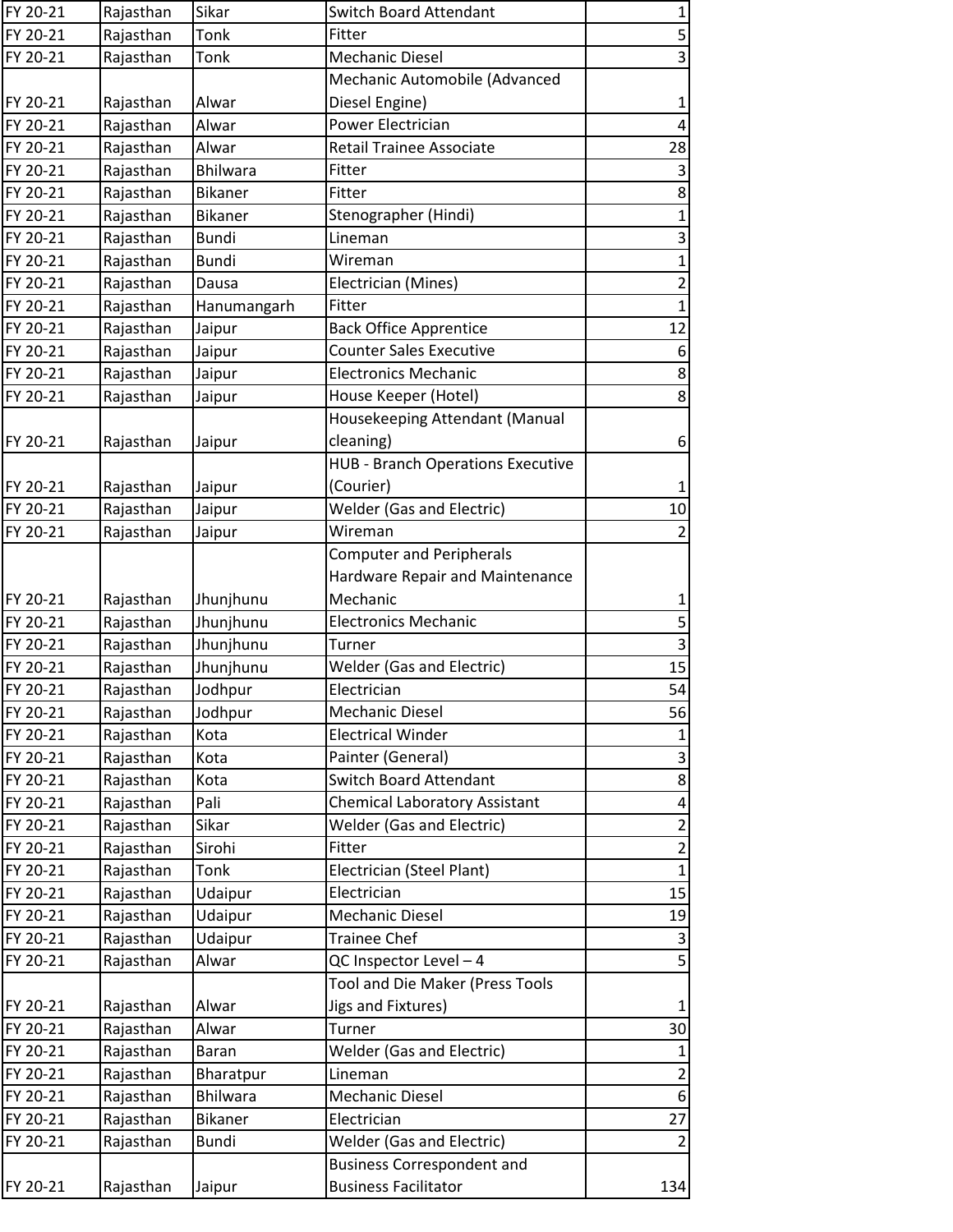| | | | | |
|---|---|---|---|---|
| FY 20-21 | Rajasthan | Sikar | Switch Board Attendant | 1 |
| FY 20-21 | Rajasthan | Tonk | Fitter | 5 |
| FY 20-21 | Rajasthan | Tonk | Mechanic Diesel | 3 |
| FY 20-21 | Rajasthan | Alwar | Mechanic Automobile (Advanced Diesel Engine) | 1 |
| FY 20-21 | Rajasthan | Alwar | Power Electrician | 4 |
| FY 20-21 | Rajasthan | Alwar | Retail Trainee Associate | 28 |
| FY 20-21 | Rajasthan | Bhilwara | Fitter | 3 |
| FY 20-21 | Rajasthan | Bikaner | Fitter | 8 |
| FY 20-21 | Rajasthan | Bikaner | Stenographer (Hindi) | 1 |
| FY 20-21 | Rajasthan | Bundi | Lineman | 3 |
| FY 20-21 | Rajasthan | Bundi | Wireman | 1 |
| FY 20-21 | Rajasthan | Dausa | Electrician (Mines) | 2 |
| FY 20-21 | Rajasthan | Hanumangarh | Fitter | 1 |
| FY 20-21 | Rajasthan | Jaipur | Back Office Apprentice | 12 |
| FY 20-21 | Rajasthan | Jaipur | Counter Sales Executive | 6 |
| FY 20-21 | Rajasthan | Jaipur | Electronics Mechanic | 8 |
| FY 20-21 | Rajasthan | Jaipur | House Keeper (Hotel) | 8 |
| FY 20-21 | Rajasthan | Jaipur | Housekeeping Attendant (Manual cleaning) | 6 |
| FY 20-21 | Rajasthan | Jaipur | HUB - Branch Operations Executive (Courier) | 1 |
| FY 20-21 | Rajasthan | Jaipur | Welder (Gas and Electric) | 10 |
| FY 20-21 | Rajasthan | Jaipur | Wireman | 2 |
| FY 20-21 | Rajasthan | Jhunjhunu | Computer and Peripherals Hardware Repair and Maintenance Mechanic | 1 |
| FY 20-21 | Rajasthan | Jhunjhunu | Electronics Mechanic | 5 |
| FY 20-21 | Rajasthan | Jhunjhunu | Turner | 3 |
| FY 20-21 | Rajasthan | Jhunjhunu | Welder (Gas and Electric) | 15 |
| FY 20-21 | Rajasthan | Jodhpur | Electrician | 54 |
| FY 20-21 | Rajasthan | Jodhpur | Mechanic Diesel | 56 |
| FY 20-21 | Rajasthan | Kota | Electrical Winder | 1 |
| FY 20-21 | Rajasthan | Kota | Painter (General) | 3 |
| FY 20-21 | Rajasthan | Kota | Switch Board Attendant | 8 |
| FY 20-21 | Rajasthan | Pali | Chemical Laboratory Assistant | 4 |
| FY 20-21 | Rajasthan | Sikar | Welder (Gas and Electric) | 2 |
| FY 20-21 | Rajasthan | Sirohi | Fitter | 2 |
| FY 20-21 | Rajasthan | Tonk | Electrician (Steel Plant) | 1 |
| FY 20-21 | Rajasthan | Udaipur | Electrician | 15 |
| FY 20-21 | Rajasthan | Udaipur | Mechanic Diesel | 19 |
| FY 20-21 | Rajasthan | Udaipur | Trainee Chef | 3 |
| FY 20-21 | Rajasthan | Alwar | QC Inspector Level – 4 | 5 |
| FY 20-21 | Rajasthan | Alwar | Tool and Die Maker (Press Tools Jigs and Fixtures) | 1 |
| FY 20-21 | Rajasthan | Alwar | Turner | 30 |
| FY 20-21 | Rajasthan | Baran | Welder (Gas and Electric) | 1 |
| FY 20-21 | Rajasthan | Bharatpur | Lineman | 2 |
| FY 20-21 | Rajasthan | Bhilwara | Mechanic Diesel | 6 |
| FY 20-21 | Rajasthan | Bikaner | Electrician | 27 |
| FY 20-21 | Rajasthan | Bundi | Welder (Gas and Electric) | 2 |
| FY 20-21 | Rajasthan | Jaipur | Business Correspondent and Business Facilitator | 134 |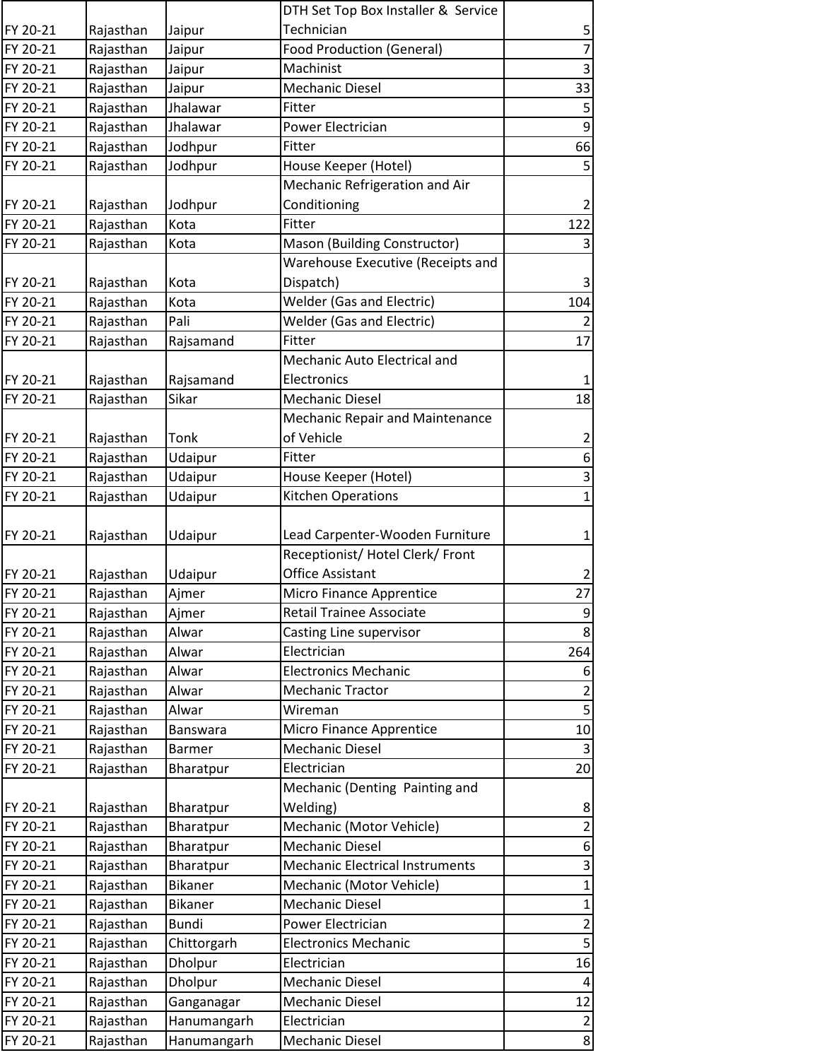| | | | | |
|---|---|---|---|---|
| FY 20-21 | Rajasthan | Jaipur | DTH Set Top Box Installer & Service Technician | 5 |
| FY 20-21 | Rajasthan | Jaipur | Food Production (General) | 7 |
| FY 20-21 | Rajasthan | Jaipur | Machinist | 3 |
| FY 20-21 | Rajasthan | Jaipur | Mechanic Diesel | 33 |
| FY 20-21 | Rajasthan | Jhalawar | Fitter | 5 |
| FY 20-21 | Rajasthan | Jhalawar | Power Electrician | 9 |
| FY 20-21 | Rajasthan | Jodhpur | Fitter | 66 |
| FY 20-21 | Rajasthan | Jodhpur | House Keeper (Hotel) | 5 |
| FY 20-21 | Rajasthan | Jodhpur | Mechanic Refrigeration and Air Conditioning | 2 |
| FY 20-21 | Rajasthan | Kota | Fitter | 122 |
| FY 20-21 | Rajasthan | Kota | Mason (Building Constructor) | 3 |
| FY 20-21 | Rajasthan | Kota | Warehouse Executive (Receipts and Dispatch) | 3 |
| FY 20-21 | Rajasthan | Kota | Welder (Gas and Electric) | 104 |
| FY 20-21 | Rajasthan | Pali | Welder (Gas and Electric) | 2 |
| FY 20-21 | Rajasthan | Rajsamand | Fitter | 17 |
| FY 20-21 | Rajasthan | Rajsamand | Mechanic Auto Electrical and Electronics | 1 |
| FY 20-21 | Rajasthan | Sikar | Mechanic Diesel | 18 |
| FY 20-21 | Rajasthan | Tonk | Mechanic Repair and Maintenance of Vehicle | 2 |
| FY 20-21 | Rajasthan | Udaipur | Fitter | 6 |
| FY 20-21 | Rajasthan | Udaipur | House Keeper (Hotel) | 3 |
| FY 20-21 | Rajasthan | Udaipur | Kitchen Operations | 1 |
| FY 20-21 | Rajasthan | Udaipur | Lead Carpenter-Wooden Furniture | 1 |
| FY 20-21 | Rajasthan | Udaipur | Receptionist/ Hotel Clerk/ Front Office Assistant | 2 |
| FY 20-21 | Rajasthan | Ajmer | Micro Finance Apprentice | 27 |
| FY 20-21 | Rajasthan | Ajmer | Retail Trainee Associate | 9 |
| FY 20-21 | Rajasthan | Alwar | Casting Line supervisor | 8 |
| FY 20-21 | Rajasthan | Alwar | Electrician | 264 |
| FY 20-21 | Rajasthan | Alwar | Electronics Mechanic | 6 |
| FY 20-21 | Rajasthan | Alwar | Mechanic Tractor | 2 |
| FY 20-21 | Rajasthan | Alwar | Wireman | 5 |
| FY 20-21 | Rajasthan | Banswara | Micro Finance Apprentice | 10 |
| FY 20-21 | Rajasthan | Barmer | Mechanic Diesel | 3 |
| FY 20-21 | Rajasthan | Bharatpur | Electrician | 20 |
| FY 20-21 | Rajasthan | Bharatpur | Mechanic (Denting Painting and Welding) | 8 |
| FY 20-21 | Rajasthan | Bharatpur | Mechanic (Motor Vehicle) | 2 |
| FY 20-21 | Rajasthan | Bharatpur | Mechanic Diesel | 6 |
| FY 20-21 | Rajasthan | Bharatpur | Mechanic Electrical Instruments | 3 |
| FY 20-21 | Rajasthan | Bikaner | Mechanic (Motor Vehicle) | 1 |
| FY 20-21 | Rajasthan | Bikaner | Mechanic Diesel | 1 |
| FY 20-21 | Rajasthan | Bundi | Power Electrician | 2 |
| FY 20-21 | Rajasthan | Chittorgarh | Electronics Mechanic | 5 |
| FY 20-21 | Rajasthan | Dholpur | Electrician | 16 |
| FY 20-21 | Rajasthan | Dholpur | Mechanic Diesel | 4 |
| FY 20-21 | Rajasthan | Ganganagar | Mechanic Diesel | 12 |
| FY 20-21 | Rajasthan | Hanumangarh | Electrician | 2 |
| FY 20-21 | Rajasthan | Hanumangarh | Mechanic Diesel | 8 |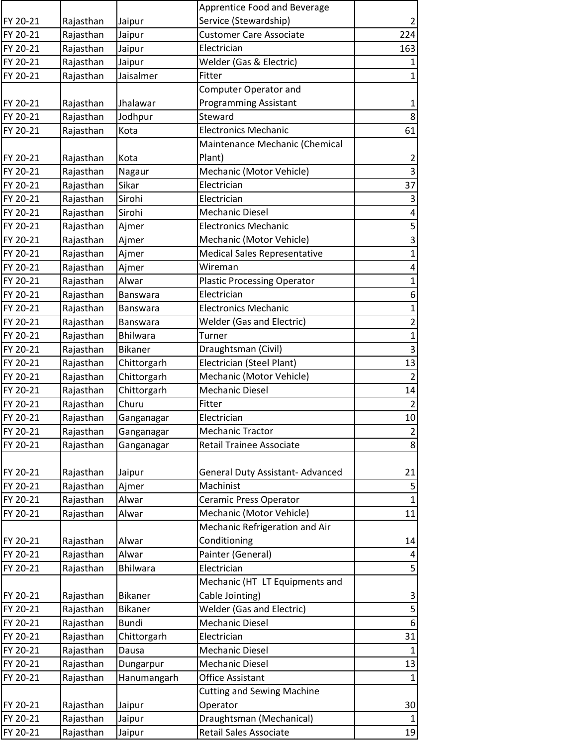| | | | | |
|---|---|---|---|---|
| FY 20-21 | Rajasthan | Jaipur | Apprentice Food and Beverage Service (Stewardship) | 2 |
| FY 20-21 | Rajasthan | Jaipur | Customer Care Associate | 224 |
| FY 20-21 | Rajasthan | Jaipur | Electrician | 163 |
| FY 20-21 | Rajasthan | Jaipur | Welder (Gas & Electric) | 1 |
| FY 20-21 | Rajasthan | Jaisalmer | Fitter | 1 |
| FY 20-21 | Rajasthan | Jhalawar | Computer Operator and Programming Assistant | 1 |
| FY 20-21 | Rajasthan | Jodhpur | Steward | 8 |
| FY 20-21 | Rajasthan | Kota | Electronics Mechanic | 61 |
| FY 20-21 | Rajasthan | Kota | Maintenance Mechanic (Chemical Plant) | 2 |
| FY 20-21 | Rajasthan | Nagaur | Mechanic (Motor Vehicle) | 3 |
| FY 20-21 | Rajasthan | Sikar | Electrician | 37 |
| FY 20-21 | Rajasthan | Sirohi | Electrician | 3 |
| FY 20-21 | Rajasthan | Sirohi | Mechanic Diesel | 4 |
| FY 20-21 | Rajasthan | Ajmer | Electronics Mechanic | 5 |
| FY 20-21 | Rajasthan | Ajmer | Mechanic (Motor Vehicle) | 3 |
| FY 20-21 | Rajasthan | Ajmer | Medical Sales Representative | 1 |
| FY 20-21 | Rajasthan | Ajmer | Wireman | 4 |
| FY 20-21 | Rajasthan | Alwar | Plastic Processing Operator | 1 |
| FY 20-21 | Rajasthan | Banswara | Electrician | 6 |
| FY 20-21 | Rajasthan | Banswara | Electronics Mechanic | 1 |
| FY 20-21 | Rajasthan | Banswara | Welder (Gas and Electric) | 2 |
| FY 20-21 | Rajasthan | Bhilwara | Turner | 1 |
| FY 20-21 | Rajasthan | Bikaner | Draughtsman (Civil) | 3 |
| FY 20-21 | Rajasthan | Chittorgarh | Electrician (Steel Plant) | 13 |
| FY 20-21 | Rajasthan | Chittorgarh | Mechanic (Motor Vehicle) | 2 |
| FY 20-21 | Rajasthan | Chittorgarh | Mechanic Diesel | 14 |
| FY 20-21 | Rajasthan | Churu | Fitter | 2 |
| FY 20-21 | Rajasthan | Ganganagar | Electrician | 10 |
| FY 20-21 | Rajasthan | Ganganagar | Mechanic Tractor | 2 |
| FY 20-21 | Rajasthan | Ganganagar | Retail Trainee Associate | 8 |
| FY 20-21 | Rajasthan | Jaipur | General Duty Assistant- Advanced | 21 |
| FY 20-21 | Rajasthan | Ajmer | Machinist | 5 |
| FY 20-21 | Rajasthan | Alwar | Ceramic Press Operator | 1 |
| FY 20-21 | Rajasthan | Alwar | Mechanic (Motor Vehicle) | 11 |
| FY 20-21 | Rajasthan | Alwar | Mechanic Refrigeration and Air Conditioning | 14 |
| FY 20-21 | Rajasthan | Alwar | Painter (General) | 4 |
| FY 20-21 | Rajasthan | Bhilwara | Electrician | 5 |
| FY 20-21 | Rajasthan | Bikaner | Mechanic (HT LT Equipments and Cable Jointing) | 3 |
| FY 20-21 | Rajasthan | Bikaner | Welder (Gas and Electric) | 5 |
| FY 20-21 | Rajasthan | Bundi | Mechanic Diesel | 6 |
| FY 20-21 | Rajasthan | Chittorgarh | Electrician | 31 |
| FY 20-21 | Rajasthan | Dausa | Mechanic Diesel | 1 |
| FY 20-21 | Rajasthan | Dungarpur | Mechanic Diesel | 13 |
| FY 20-21 | Rajasthan | Hanumangarh | Office Assistant | 1 |
| FY 20-21 | Rajasthan | Jaipur | Cutting and Sewing Machine Operator | 30 |
| FY 20-21 | Rajasthan | Jaipur | Draughtsman (Mechanical) | 1 |
| FY 20-21 | Rajasthan | Jaipur | Retail Sales Associate | 19 |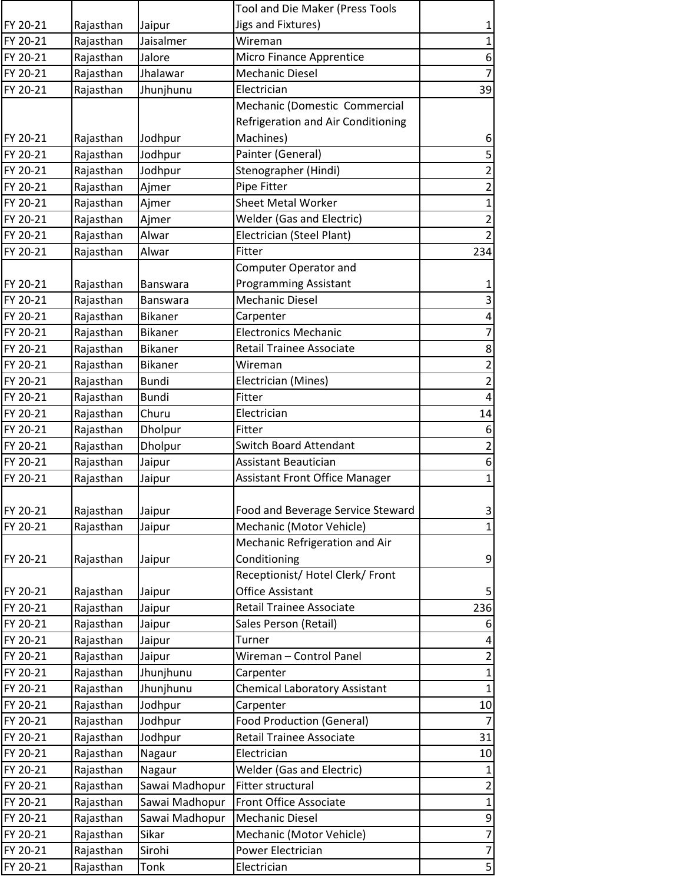| | | | | |
|---|---|---|---|---|
| FY 20-21 | Rajasthan | Jaipur | Tool and Die Maker (Press Tools Jigs and Fixtures) | 1 |
| FY 20-21 | Rajasthan | Jaisalmer | Wireman | 1 |
| FY 20-21 | Rajasthan | Jalore | Micro Finance Apprentice | 6 |
| FY 20-21 | Rajasthan | Jhalawar | Mechanic Diesel | 7 |
| FY 20-21 | Rajasthan | Jhunjhunu | Electrician | 39 |
| FY 20-21 | Rajasthan | Jodhpur | Mechanic (Domestic Commercial Refrigeration and Air Conditioning Machines) | 6 |
| FY 20-21 | Rajasthan | Jodhpur | Painter (General) | 5 |
| FY 20-21 | Rajasthan | Jodhpur | Stenographer (Hindi) | 2 |
| FY 20-21 | Rajasthan | Ajmer | Pipe Fitter | 2 |
| FY 20-21 | Rajasthan | Ajmer | Sheet Metal Worker | 1 |
| FY 20-21 | Rajasthan | Ajmer | Welder (Gas and Electric) | 2 |
| FY 20-21 | Rajasthan | Alwar | Electrician (Steel Plant) | 2 |
| FY 20-21 | Rajasthan | Alwar | Fitter | 234 |
| FY 20-21 | Rajasthan | Banswara | Computer Operator and Programming Assistant | 1 |
| FY 20-21 | Rajasthan | Banswara | Mechanic Diesel | 3 |
| FY 20-21 | Rajasthan | Bikaner | Carpenter | 4 |
| FY 20-21 | Rajasthan | Bikaner | Electronics Mechanic | 7 |
| FY 20-21 | Rajasthan | Bikaner | Retail Trainee Associate | 8 |
| FY 20-21 | Rajasthan | Bikaner | Wireman | 2 |
| FY 20-21 | Rajasthan | Bundi | Electrician (Mines) | 2 |
| FY 20-21 | Rajasthan | Bundi | Fitter | 4 |
| FY 20-21 | Rajasthan | Churu | Electrician | 14 |
| FY 20-21 | Rajasthan | Dholpur | Fitter | 6 |
| FY 20-21 | Rajasthan | Dholpur | Switch Board Attendant | 2 |
| FY 20-21 | Rajasthan | Jaipur | Assistant Beautician | 6 |
| FY 20-21 | Rajasthan | Jaipur | Assistant Front Office Manager | 1 |
| FY 20-21 | Rajasthan | Jaipur | Food and Beverage Service Steward | 3 |
| FY 20-21 | Rajasthan | Jaipur | Mechanic (Motor Vehicle) | 1 |
| FY 20-21 | Rajasthan | Jaipur | Mechanic Refrigeration and Air Conditioning | 9 |
| FY 20-21 | Rajasthan | Jaipur | Receptionist/ Hotel Clerk/ Front Office Assistant | 5 |
| FY 20-21 | Rajasthan | Jaipur | Retail Trainee Associate | 236 |
| FY 20-21 | Rajasthan | Jaipur | Sales Person (Retail) | 6 |
| FY 20-21 | Rajasthan | Jaipur | Turner | 4 |
| FY 20-21 | Rajasthan | Jaipur | Wireman – Control Panel | 2 |
| FY 20-21 | Rajasthan | Jhunjhunu | Carpenter | 1 |
| FY 20-21 | Rajasthan | Jhunjhunu | Chemical Laboratory Assistant | 1 |
| FY 20-21 | Rajasthan | Jodhpur | Carpenter | 10 |
| FY 20-21 | Rajasthan | Jodhpur | Food Production (General) | 7 |
| FY 20-21 | Rajasthan | Jodhpur | Retail Trainee Associate | 31 |
| FY 20-21 | Rajasthan | Nagaur | Electrician | 10 |
| FY 20-21 | Rajasthan | Nagaur | Welder (Gas and Electric) | 1 |
| FY 20-21 | Rajasthan | Sawai Madhopur | Fitter structural | 2 |
| FY 20-21 | Rajasthan | Sawai Madhopur | Front Office Associate | 1 |
| FY 20-21 | Rajasthan | Sawai Madhopur | Mechanic Diesel | 9 |
| FY 20-21 | Rajasthan | Sikar | Mechanic (Motor Vehicle) | 7 |
| FY 20-21 | Rajasthan | Sirohi | Power Electrician | 7 |
| FY 20-21 | Rajasthan | Tonk | Electrician | 5 |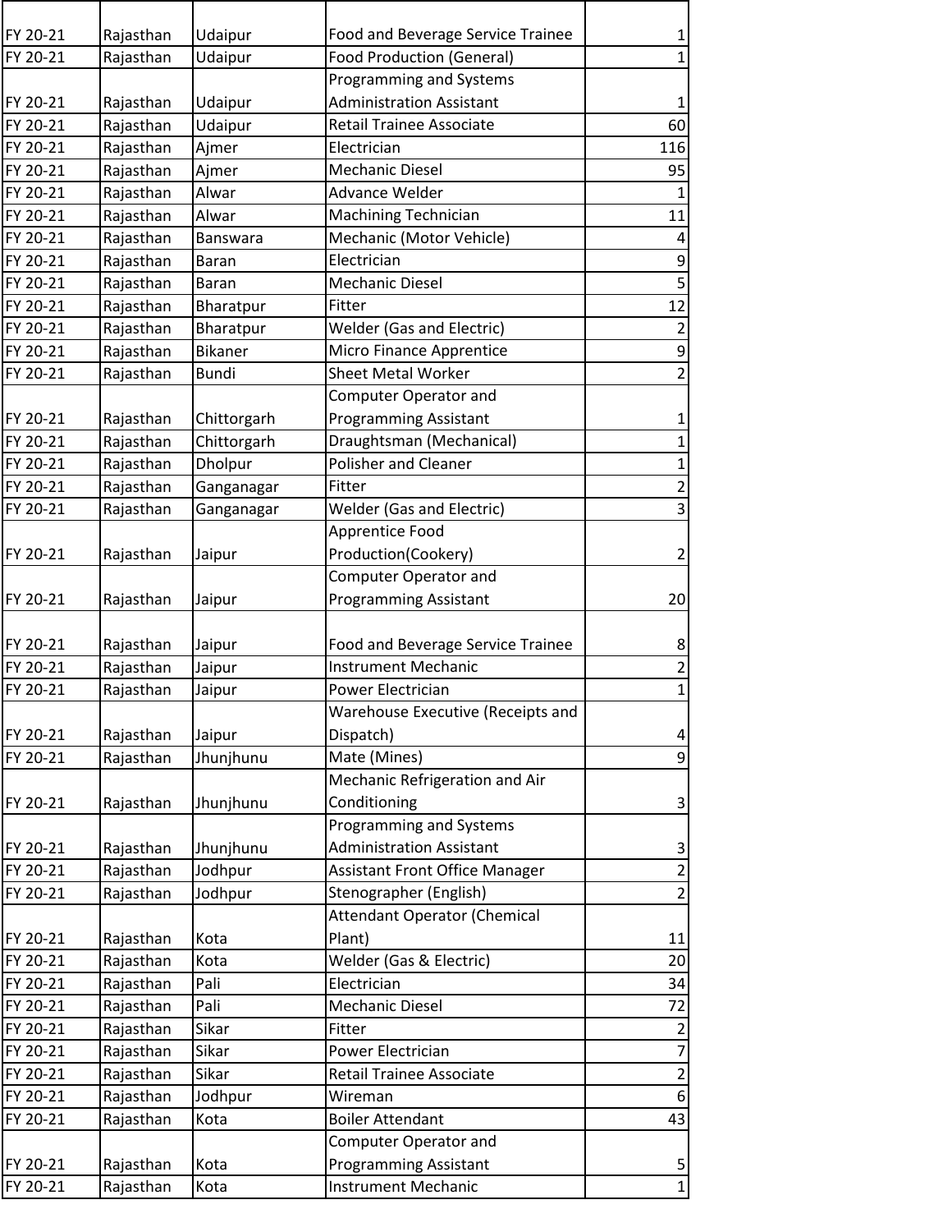| | | | | |
|---|---|---|---|---|
| FY 20-21 | Rajasthan | Udaipur | Food and Beverage Service Trainee | 1 |
| FY 20-21 | Rajasthan | Udaipur | Food Production (General) | 1 |
| FY 20-21 | Rajasthan | Udaipur | Programming and Systems Administration Assistant | 1 |
| FY 20-21 | Rajasthan | Udaipur | Retail Trainee Associate | 60 |
| FY 20-21 | Rajasthan | Ajmer | Electrician | 116 |
| FY 20-21 | Rajasthan | Ajmer | Mechanic Diesel | 95 |
| FY 20-21 | Rajasthan | Alwar | Advance Welder | 1 |
| FY 20-21 | Rajasthan | Alwar | Machining Technician | 11 |
| FY 20-21 | Rajasthan | Banswara | Mechanic (Motor Vehicle) | 4 |
| FY 20-21 | Rajasthan | Baran | Electrician | 9 |
| FY 20-21 | Rajasthan | Baran | Mechanic Diesel | 5 |
| FY 20-21 | Rajasthan | Bharatpur | Fitter | 12 |
| FY 20-21 | Rajasthan | Bharatpur | Welder (Gas and Electric) | 2 |
| FY 20-21 | Rajasthan | Bikaner | Micro Finance Apprentice | 9 |
| FY 20-21 | Rajasthan | Bundi | Sheet Metal Worker | 2 |
| FY 20-21 | Rajasthan | Chittorgarh | Computer Operator and Programming Assistant | 1 |
| FY 20-21 | Rajasthan | Chittorgarh | Draughtsman (Mechanical) | 1 |
| FY 20-21 | Rajasthan | Dholpur | Polisher and Cleaner | 1 |
| FY 20-21 | Rajasthan | Ganganagar | Fitter | 2 |
| FY 20-21 | Rajasthan | Ganganagar | Welder (Gas and Electric) | 3 |
| FY 20-21 | Rajasthan | Jaipur | Apprentice Food Production(Cookery) | 2 |
| FY 20-21 | Rajasthan | Jaipur | Computer Operator and Programming Assistant | 20 |
| FY 20-21 | Rajasthan | Jaipur | Food and Beverage Service Trainee | 8 |
| FY 20-21 | Rajasthan | Jaipur | Instrument Mechanic | 2 |
| FY 20-21 | Rajasthan | Jaipur | Power Electrician | 1 |
| FY 20-21 | Rajasthan | Jaipur | Warehouse Executive (Receipts and Dispatch) | 4 |
| FY 20-21 | Rajasthan | Jhunjhunu | Mate (Mines) | 9 |
| FY 20-21 | Rajasthan | Jhunjhunu | Mechanic Refrigeration and Air Conditioning | 3 |
| FY 20-21 | Rajasthan | Jhunjhunu | Programming and Systems Administration Assistant | 3 |
| FY 20-21 | Rajasthan | Jodhpur | Assistant Front Office Manager | 2 |
| FY 20-21 | Rajasthan | Jodhpur | Stenographer (English) | 2 |
| FY 20-21 | Rajasthan | Kota | Attendant Operator (Chemical Plant) | 11 |
| FY 20-21 | Rajasthan | Kota | Welder (Gas & Electric) | 20 |
| FY 20-21 | Rajasthan | Pali | Electrician | 34 |
| FY 20-21 | Rajasthan | Pali | Mechanic Diesel | 72 |
| FY 20-21 | Rajasthan | Sikar | Fitter | 2 |
| FY 20-21 | Rajasthan | Sikar | Power Electrician | 7 |
| FY 20-21 | Rajasthan | Sikar | Retail Trainee Associate | 2 |
| FY 20-21 | Rajasthan | Jodhpur | Wireman | 6 |
| FY 20-21 | Rajasthan | Kota | Boiler Attendant | 43 |
| FY 20-21 | Rajasthan | Kota | Computer Operator and Programming Assistant | 5 |
| FY 20-21 | Rajasthan | Kota | Instrument Mechanic | 1 |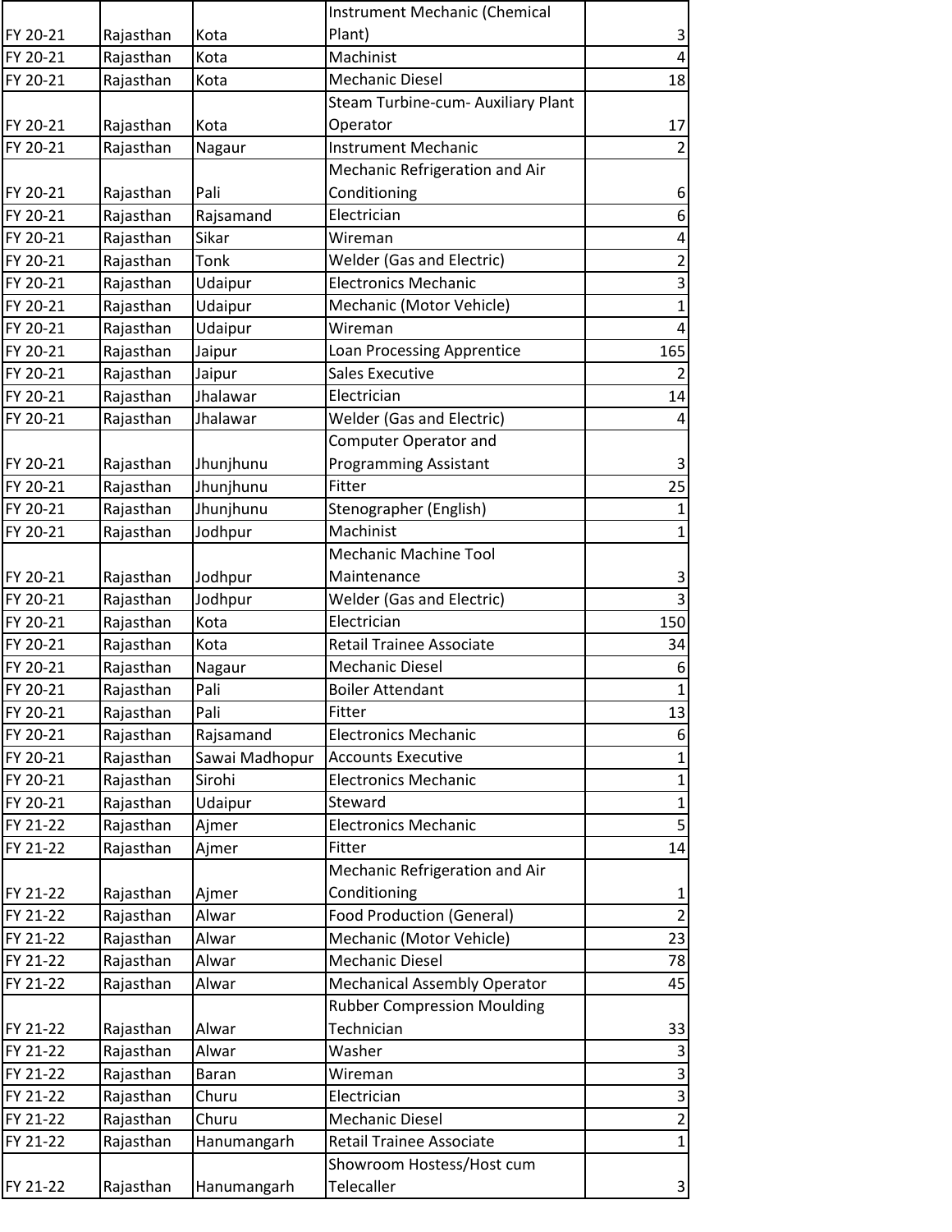| | | | | |
|---|---|---|---|---|
| FY 20-21 | Rajasthan | Kota | Instrument Mechanic (Chemical Plant) | 3 |
| FY 20-21 | Rajasthan | Kota | Machinist | 4 |
| FY 20-21 | Rajasthan | Kota | Mechanic Diesel | 18 |
| FY 20-21 | Rajasthan | Kota | Steam Turbine-cum- Auxiliary Plant Operator | 17 |
| FY 20-21 | Rajasthan | Nagaur | Instrument Mechanic | 2 |
| FY 20-21 | Rajasthan | Pali | Mechanic Refrigeration and Air Conditioning | 6 |
| FY 20-21 | Rajasthan | Rajsamand | Electrician | 6 |
| FY 20-21 | Rajasthan | Sikar | Wireman | 4 |
| FY 20-21 | Rajasthan | Tonk | Welder (Gas and Electric) | 2 |
| FY 20-21 | Rajasthan | Udaipur | Electronics Mechanic | 3 |
| FY 20-21 | Rajasthan | Udaipur | Mechanic (Motor Vehicle) | 1 |
| FY 20-21 | Rajasthan | Udaipur | Wireman | 4 |
| FY 20-21 | Rajasthan | Jaipur | Loan Processing Apprentice | 165 |
| FY 20-21 | Rajasthan | Jaipur | Sales Executive | 2 |
| FY 20-21 | Rajasthan | Jhalawar | Electrician | 14 |
| FY 20-21 | Rajasthan | Jhalawar | Welder (Gas and Electric) | 4 |
| FY 20-21 | Rajasthan | Jhunjhunu | Computer Operator and Programming Assistant | 3 |
| FY 20-21 | Rajasthan | Jhunjhunu | Fitter | 25 |
| FY 20-21 | Rajasthan | Jhunjhunu | Stenographer (English) | 1 |
| FY 20-21 | Rajasthan | Jodhpur | Machinist | 1 |
| FY 20-21 | Rajasthan | Jodhpur | Mechanic Machine Tool Maintenance | 3 |
| FY 20-21 | Rajasthan | Jodhpur | Welder (Gas and Electric) | 3 |
| FY 20-21 | Rajasthan | Kota | Electrician | 150 |
| FY 20-21 | Rajasthan | Kota | Retail Trainee Associate | 34 |
| FY 20-21 | Rajasthan | Nagaur | Mechanic Diesel | 6 |
| FY 20-21 | Rajasthan | Pali | Boiler Attendant | 1 |
| FY 20-21 | Rajasthan | Pali | Fitter | 13 |
| FY 20-21 | Rajasthan | Rajsamand | Electronics Mechanic | 6 |
| FY 20-21 | Rajasthan | Sawai Madhopur | Accounts Executive | 1 |
| FY 20-21 | Rajasthan | Sirohi | Electronics Mechanic | 1 |
| FY 20-21 | Rajasthan | Udaipur | Steward | 1 |
| FY 21-22 | Rajasthan | Ajmer | Electronics Mechanic | 5 |
| FY 21-22 | Rajasthan | Ajmer | Fitter | 14 |
| FY 21-22 | Rajasthan | Ajmer | Mechanic Refrigeration and Air Conditioning | 1 |
| FY 21-22 | Rajasthan | Alwar | Food Production (General) | 2 |
| FY 21-22 | Rajasthan | Alwar | Mechanic (Motor Vehicle) | 23 |
| FY 21-22 | Rajasthan | Alwar | Mechanic Diesel | 78 |
| FY 21-22 | Rajasthan | Alwar | Mechanical Assembly Operator | 45 |
| FY 21-22 | Rajasthan | Alwar | Rubber Compression Moulding Technician | 33 |
| FY 21-22 | Rajasthan | Alwar | Washer | 3 |
| FY 21-22 | Rajasthan | Baran | Wireman | 3 |
| FY 21-22 | Rajasthan | Churu | Electrician | 3 |
| FY 21-22 | Rajasthan | Churu | Mechanic Diesel | 2 |
| FY 21-22 | Rajasthan | Hanumangarh | Retail Trainee Associate | 1 |
| FY 21-22 | Rajasthan | Hanumangarh | Showroom Hostess/Host cum Telecaller | 3 |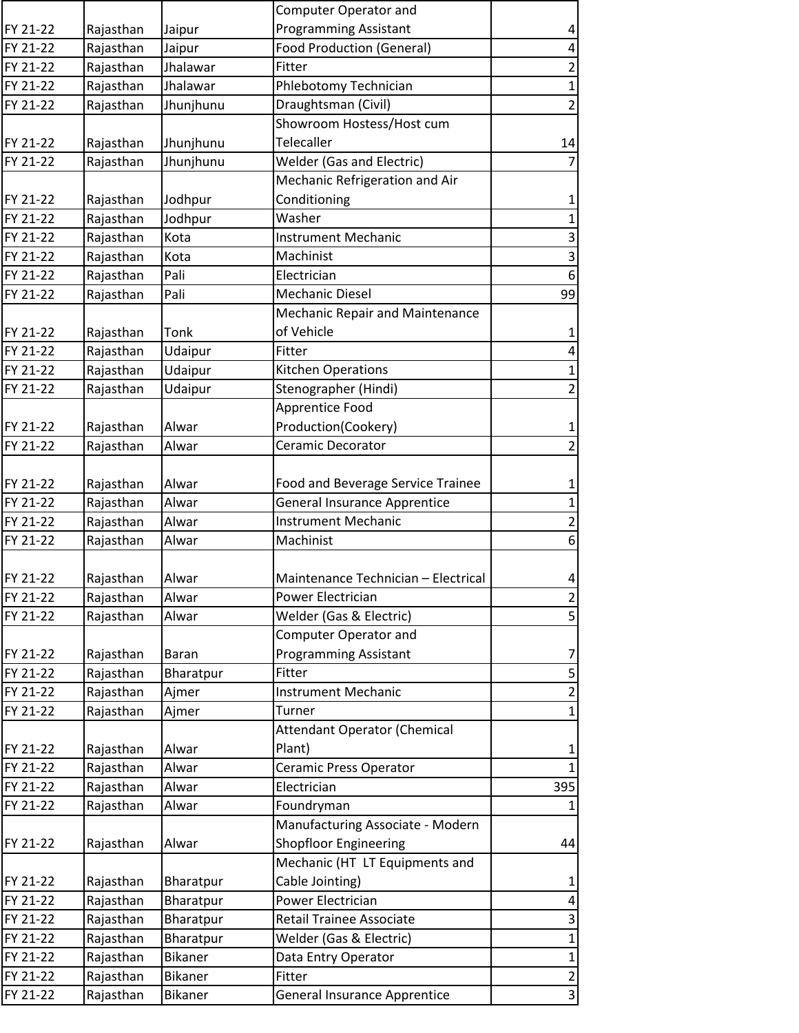| | | | | |
|---|---|---|---|---|
| FY 21-22 | Rajasthan | Jaipur | Computer Operator and Programming Assistant | 4 |
| FY 21-22 | Rajasthan | Jaipur | Food Production (General) | 4 |
| FY 21-22 | Rajasthan | Jhalawar | Fitter | 2 |
| FY 21-22 | Rajasthan | Jhalawar | Phlebotomy Technician | 1 |
| FY 21-22 | Rajasthan | Jhunjhunu | Draughtsman (Civil) | 2 |
| FY 21-22 | Rajasthan | Jhunjhunu | Showroom Hostess/Host cum Telecaller | 14 |
| FY 21-22 | Rajasthan | Jhunjhunu | Welder (Gas and Electric) | 7 |
| FY 21-22 | Rajasthan | Jodhpur | Mechanic Refrigeration and Air Conditioning | 1 |
| FY 21-22 | Rajasthan | Jodhpur | Washer | 1 |
| FY 21-22 | Rajasthan | Kota | Instrument Mechanic | 3 |
| FY 21-22 | Rajasthan | Kota | Machinist | 3 |
| FY 21-22 | Rajasthan | Pali | Electrician | 6 |
| FY 21-22 | Rajasthan | Pali | Mechanic Diesel | 99 |
| FY 21-22 | Rajasthan | Tonk | Mechanic Repair and Maintenance of Vehicle | 1 |
| FY 21-22 | Rajasthan | Udaipur | Fitter | 4 |
| FY 21-22 | Rajasthan | Udaipur | Kitchen Operations | 1 |
| FY 21-22 | Rajasthan | Udaipur | Stenographer (Hindi) | 2 |
| FY 21-22 | Rajasthan | Alwar | Apprentice Food Production(Cookery) | 1 |
| FY 21-22 | Rajasthan | Alwar | Ceramic Decorator | 2 |
| FY 21-22 | Rajasthan | Alwar | Food and Beverage Service Trainee | 1 |
| FY 21-22 | Rajasthan | Alwar | General Insurance Apprentice | 1 |
| FY 21-22 | Rajasthan | Alwar | Instrument Mechanic | 2 |
| FY 21-22 | Rajasthan | Alwar | Machinist | 6 |
| FY 21-22 | Rajasthan | Alwar | Maintenance Technician – Electrical | 4 |
| FY 21-22 | Rajasthan | Alwar | Power Electrician | 2 |
| FY 21-22 | Rajasthan | Alwar | Welder (Gas & Electric) | 5 |
| FY 21-22 | Rajasthan | Baran | Computer Operator and Programming Assistant | 7 |
| FY 21-22 | Rajasthan | Bharatpur | Fitter | 5 |
| FY 21-22 | Rajasthan | Ajmer | Instrument Mechanic | 2 |
| FY 21-22 | Rajasthan | Ajmer | Turner | 1 |
| FY 21-22 | Rajasthan | Alwar | Attendant Operator (Chemical Plant) | 1 |
| FY 21-22 | Rajasthan | Alwar | Ceramic Press Operator | 1 |
| FY 21-22 | Rajasthan | Alwar | Electrician | 395 |
| FY 21-22 | Rajasthan | Alwar | Foundryman | 1 |
| FY 21-22 | Rajasthan | Alwar | Manufacturing Associate - Modern Shopfloor Engineering | 44 |
| FY 21-22 | Rajasthan | Bharatpur | Mechanic (HT LT Equipments and Cable Jointing) | 1 |
| FY 21-22 | Rajasthan | Bharatpur | Power Electrician | 4 |
| FY 21-22 | Rajasthan | Bharatpur | Retail Trainee Associate | 3 |
| FY 21-22 | Rajasthan | Bharatpur | Welder (Gas & Electric) | 1 |
| FY 21-22 | Rajasthan | Bikaner | Data Entry Operator | 1 |
| FY 21-22 | Rajasthan | Bikaner | Fitter | 2 |
| FY 21-22 | Rajasthan | Bikaner | General Insurance Apprentice | 3 |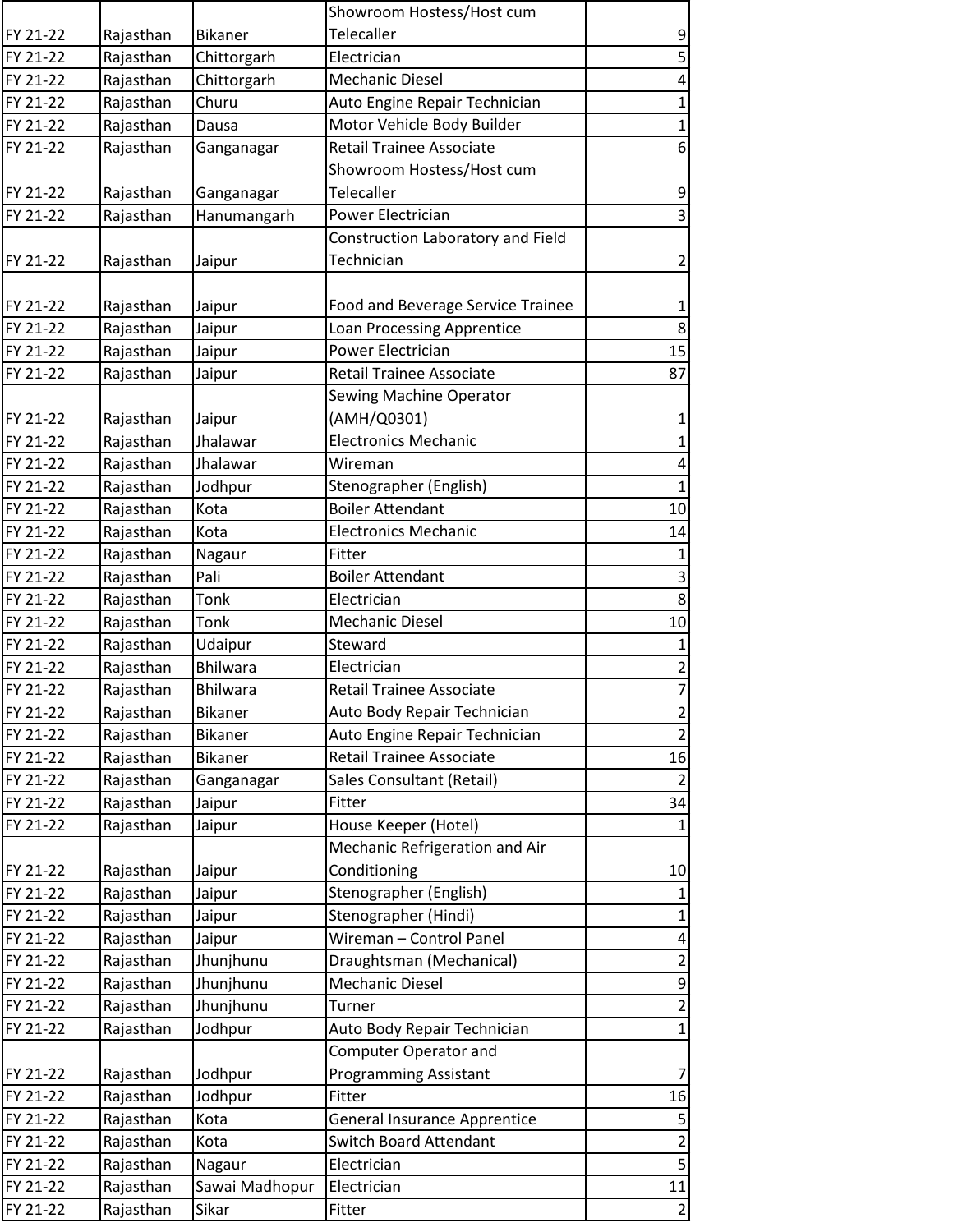| | | | | |
|---|---|---|---|---|
| FY 21-22 | Rajasthan | Bikaner | Showroom Hostess/Host cum Telecaller | 9 |
| FY 21-22 | Rajasthan | Chittorgarh | Electrician | 5 |
| FY 21-22 | Rajasthan | Chittorgarh | Mechanic Diesel | 4 |
| FY 21-22 | Rajasthan | Churu | Auto Engine Repair Technician | 1 |
| FY 21-22 | Rajasthan | Dausa | Motor Vehicle Body Builder | 1 |
| FY 21-22 | Rajasthan | Ganganagar | Retail Trainee Associate | 6 |
| FY 21-22 | Rajasthan | Ganganagar | Showroom Hostess/Host cum Telecaller | 9 |
| FY 21-22 | Rajasthan | Hanumangarh | Power Electrician | 3 |
| FY 21-22 | Rajasthan | Jaipur | Construction Laboratory and Field Technician | 2 |
| FY 21-22 | Rajasthan | Jaipur | Food and Beverage Service Trainee | 1 |
| FY 21-22 | Rajasthan | Jaipur | Loan Processing Apprentice | 8 |
| FY 21-22 | Rajasthan | Jaipur | Power Electrician | 15 |
| FY 21-22 | Rajasthan | Jaipur | Retail Trainee Associate | 87 |
| FY 21-22 | Rajasthan | Jaipur | Sewing Machine Operator (AMH/Q0301) | 1 |
| FY 21-22 | Rajasthan | Jhalawar | Electronics Mechanic | 1 |
| FY 21-22 | Rajasthan | Jhalawar | Wireman | 4 |
| FY 21-22 | Rajasthan | Jodhpur | Stenographer (English) | 1 |
| FY 21-22 | Rajasthan | Kota | Boiler Attendant | 10 |
| FY 21-22 | Rajasthan | Kota | Electronics Mechanic | 14 |
| FY 21-22 | Rajasthan | Nagaur | Fitter | 1 |
| FY 21-22 | Rajasthan | Pali | Boiler Attendant | 3 |
| FY 21-22 | Rajasthan | Tonk | Electrician | 8 |
| FY 21-22 | Rajasthan | Tonk | Mechanic Diesel | 10 |
| FY 21-22 | Rajasthan | Udaipur | Steward | 1 |
| FY 21-22 | Rajasthan | Bhilwara | Electrician | 2 |
| FY 21-22 | Rajasthan | Bhilwara | Retail Trainee Associate | 7 |
| FY 21-22 | Rajasthan | Bikaner | Auto Body Repair Technician | 2 |
| FY 21-22 | Rajasthan | Bikaner | Auto Engine Repair Technician | 2 |
| FY 21-22 | Rajasthan | Bikaner | Retail Trainee Associate | 16 |
| FY 21-22 | Rajasthan | Ganganagar | Sales Consultant (Retail) | 2 |
| FY 21-22 | Rajasthan | Jaipur | Fitter | 34 |
| FY 21-22 | Rajasthan | Jaipur | House Keeper (Hotel) | 1 |
| FY 21-22 | Rajasthan | Jaipur | Mechanic Refrigeration and Air Conditioning | 10 |
| FY 21-22 | Rajasthan | Jaipur | Stenographer (English) | 1 |
| FY 21-22 | Rajasthan | Jaipur | Stenographer (Hindi) | 1 |
| FY 21-22 | Rajasthan | Jaipur | Wireman – Control Panel | 4 |
| FY 21-22 | Rajasthan | Jhunjhunu | Draughtsman (Mechanical) | 2 |
| FY 21-22 | Rajasthan | Jhunjhunu | Mechanic Diesel | 9 |
| FY 21-22 | Rajasthan | Jhunjhunu | Turner | 2 |
| FY 21-22 | Rajasthan | Jodhpur | Auto Body Repair Technician | 1 |
| FY 21-22 | Rajasthan | Jodhpur | Computer Operator and Programming Assistant | 7 |
| FY 21-22 | Rajasthan | Jodhpur | Fitter | 16 |
| FY 21-22 | Rajasthan | Kota | General Insurance Apprentice | 5 |
| FY 21-22 | Rajasthan | Kota | Switch Board Attendant | 2 |
| FY 21-22 | Rajasthan | Nagaur | Electrician | 5 |
| FY 21-22 | Rajasthan | Sawai Madhopur | Electrician | 11 |
| FY 21-22 | Rajasthan | Sikar | Fitter | 2 |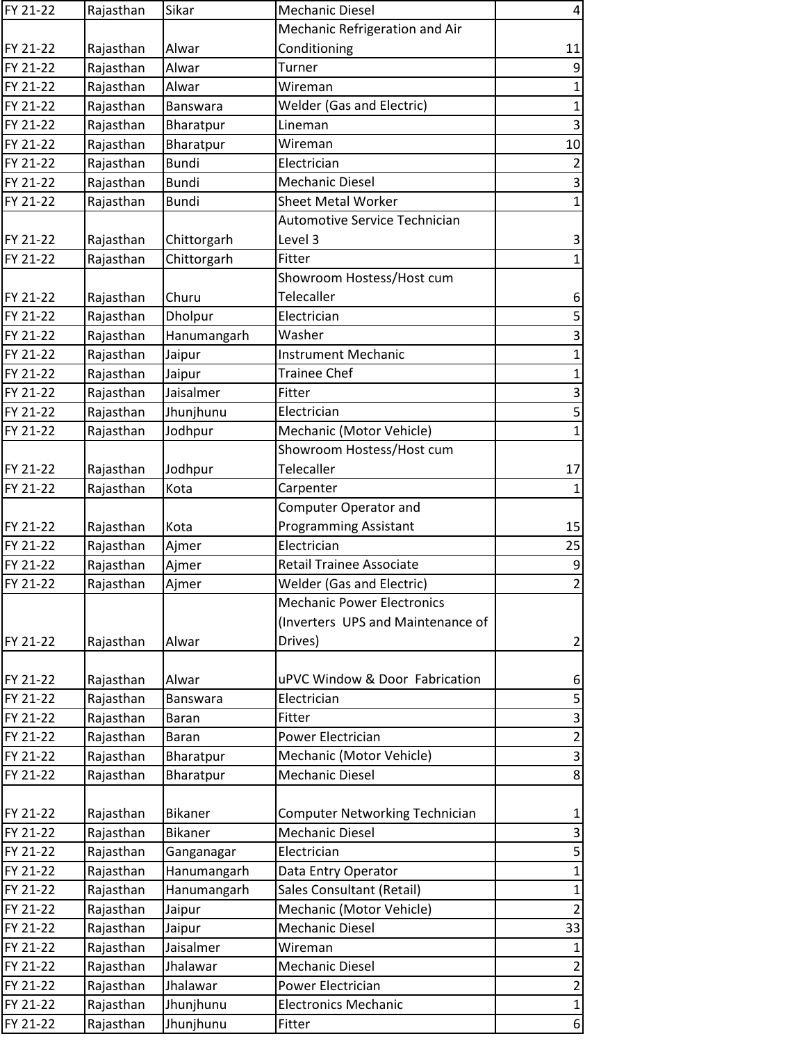| FY 21-22 | Rajasthan | Sikar | Mechanic Diesel | 4 |
|---|---|---|---|---|
| FY 21-22 | Rajasthan | Alwar | Mechanic Refrigeration and Air Conditioning | 11 |
| FY 21-22 | Rajasthan | Alwar | Turner | 9 |
| FY 21-22 | Rajasthan | Alwar | Wireman | 1 |
| FY 21-22 | Rajasthan | Banswara | Welder (Gas and Electric) | 1 |
| FY 21-22 | Rajasthan | Bharatpur | Lineman | 3 |
| FY 21-22 | Rajasthan | Bharatpur | Wireman | 10 |
| FY 21-22 | Rajasthan | Bundi | Electrician | 2 |
| FY 21-22 | Rajasthan | Bundi | Mechanic Diesel | 3 |
| FY 21-22 | Rajasthan | Bundi | Sheet Metal Worker | 1 |
| FY 21-22 | Rajasthan | Chittorgarh | Automotive Service Technician Level 3 | 3 |
| FY 21-22 | Rajasthan | Chittorgarh | Fitter | 1 |
| FY 21-22 | Rajasthan | Churu | Showroom Hostess/Host cum Telecaller | 6 |
| FY 21-22 | Rajasthan | Dholpur | Electrician | 5 |
| FY 21-22 | Rajasthan | Hanumangarh | Washer | 3 |
| FY 21-22 | Rajasthan | Jaipur | Instrument Mechanic | 1 |
| FY 21-22 | Rajasthan | Jaipur | Trainee Chef | 1 |
| FY 21-22 | Rajasthan | Jaisalmer | Fitter | 3 |
| FY 21-22 | Rajasthan | Jhunjhunu | Electrician | 5 |
| FY 21-22 | Rajasthan | Jodhpur | Mechanic (Motor Vehicle) | 1 |
| FY 21-22 | Rajasthan | Jodhpur | Showroom Hostess/Host cum Telecaller | 17 |
| FY 21-22 | Rajasthan | Kota | Carpenter | 1 |
| FY 21-22 | Rajasthan | Kota | Computer Operator and Programming Assistant | 15 |
| FY 21-22 | Rajasthan | Ajmer | Electrician | 25 |
| FY 21-22 | Rajasthan | Ajmer | Retail Trainee Associate | 9 |
| FY 21-22 | Rajasthan | Ajmer | Welder (Gas and Electric) | 2 |
| FY 21-22 | Rajasthan | Alwar | Mechanic Power Electronics (Inverters UPS and Maintenance of Drives) | 2 |
| FY 21-22 | Rajasthan | Alwar | uPVC Window & Door Fabrication | 6 |
| FY 21-22 | Rajasthan | Banswara | Electrician | 5 |
| FY 21-22 | Rajasthan | Baran | Fitter | 3 |
| FY 21-22 | Rajasthan | Baran | Power Electrician | 2 |
| FY 21-22 | Rajasthan | Bharatpur | Mechanic (Motor Vehicle) | 3 |
| FY 21-22 | Rajasthan | Bharatpur | Mechanic Diesel | 8 |
| FY 21-22 | Rajasthan | Bikaner | Computer Networking Technician | 1 |
| FY 21-22 | Rajasthan | Bikaner | Mechanic Diesel | 3 |
| FY 21-22 | Rajasthan | Ganganagar | Electrician | 5 |
| FY 21-22 | Rajasthan | Hanumangarh | Data Entry Operator | 1 |
| FY 21-22 | Rajasthan | Hanumangarh | Sales Consultant (Retail) | 1 |
| FY 21-22 | Rajasthan | Jaipur | Mechanic (Motor Vehicle) | 2 |
| FY 21-22 | Rajasthan | Jaipur | Mechanic Diesel | 33 |
| FY 21-22 | Rajasthan | Jaisalmer | Wireman | 1 |
| FY 21-22 | Rajasthan | Jhalawar | Mechanic Diesel | 2 |
| FY 21-22 | Rajasthan | Jhalawar | Power Electrician | 2 |
| FY 21-22 | Rajasthan | Jhunjhunu | Electronics Mechanic | 1 |
| FY 21-22 | Rajasthan | Jhunjhunu | Fitter | 6 |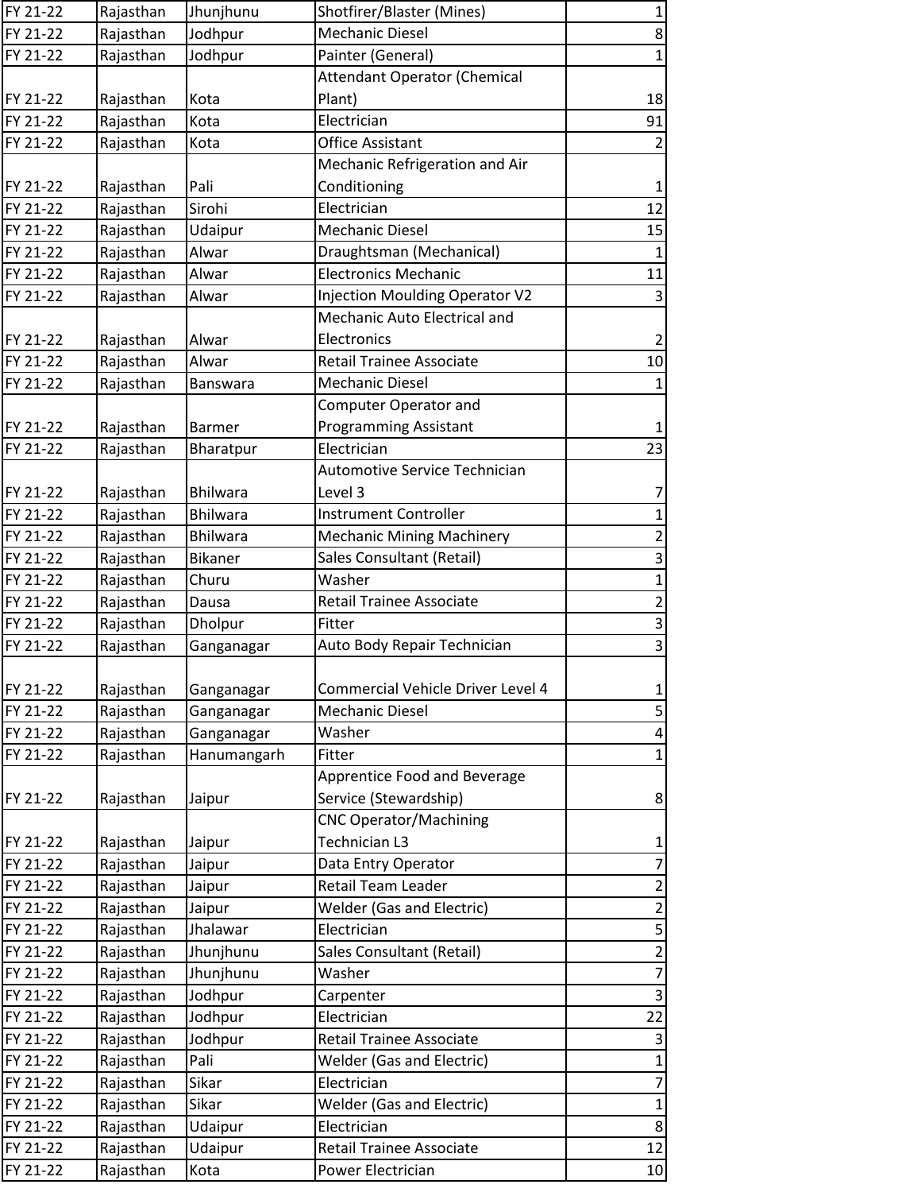| | | | | |
|---|---|---|---|---|
| FY 21-22 | Rajasthan | Jhunjhunu | Shotfirer/Blaster (Mines) | 1 |
| FY 21-22 | Rajasthan | Jodhpur | Mechanic Diesel | 8 |
| FY 21-22 | Rajasthan | Jodhpur | Painter (General) | 1 |
| FY 21-22 | Rajasthan | Kota | Attendant Operator (Chemical Plant) | 18 |
| FY 21-22 | Rajasthan | Kota | Electrician | 91 |
| FY 21-22 | Rajasthan | Kota | Office Assistant | 2 |
| FY 21-22 | Rajasthan | Pali | Mechanic Refrigeration and Air Conditioning | 1 |
| FY 21-22 | Rajasthan | Sirohi | Electrician | 12 |
| FY 21-22 | Rajasthan | Udaipur | Mechanic Diesel | 15 |
| FY 21-22 | Rajasthan | Alwar | Draughtsman (Mechanical) | 1 |
| FY 21-22 | Rajasthan | Alwar | Electronics Mechanic | 11 |
| FY 21-22 | Rajasthan | Alwar | Injection Moulding Operator V2 | 3 |
| FY 21-22 | Rajasthan | Alwar | Mechanic Auto Electrical and Electronics | 2 |
| FY 21-22 | Rajasthan | Alwar | Retail Trainee Associate | 10 |
| FY 21-22 | Rajasthan | Banswara | Mechanic Diesel | 1 |
| FY 21-22 | Rajasthan | Barmer | Computer Operator and Programming Assistant | 1 |
| FY 21-22 | Rajasthan | Bharatpur | Electrician | 23 |
| FY 21-22 | Rajasthan | Bhilwara | Automotive Service Technician Level 3 | 7 |
| FY 21-22 | Rajasthan | Bhilwara | Instrument Controller | 1 |
| FY 21-22 | Rajasthan | Bhilwara | Mechanic Mining Machinery | 2 |
| FY 21-22 | Rajasthan | Bikaner | Sales Consultant (Retail) | 3 |
| FY 21-22 | Rajasthan | Churu | Washer | 1 |
| FY 21-22 | Rajasthan | Dausa | Retail Trainee Associate | 2 |
| FY 21-22 | Rajasthan | Dholpur | Fitter | 3 |
| FY 21-22 | Rajasthan | Ganganagar | Auto Body Repair Technician | 3 |
| FY 21-22 | Rajasthan | Ganganagar | Commercial Vehicle Driver Level 4 | 1 |
| FY 21-22 | Rajasthan | Ganganagar | Mechanic Diesel | 5 |
| FY 21-22 | Rajasthan | Ganganagar | Washer | 4 |
| FY 21-22 | Rajasthan | Hanumangarh | Fitter | 1 |
| FY 21-22 | Rajasthan | Jaipur | Apprentice Food and Beverage Service (Stewardship) | 8 |
| FY 21-22 | Rajasthan | Jaipur | CNC Operator/Machining Technician L3 | 1 |
| FY 21-22 | Rajasthan | Jaipur | Data Entry Operator | 7 |
| FY 21-22 | Rajasthan | Jaipur | Retail Team Leader | 2 |
| FY 21-22 | Rajasthan | Jaipur | Welder (Gas and Electric) | 2 |
| FY 21-22 | Rajasthan | Jhalawar | Electrician | 5 |
| FY 21-22 | Rajasthan | Jhunjhunu | Sales Consultant (Retail) | 2 |
| FY 21-22 | Rajasthan | Jhunjhunu | Washer | 7 |
| FY 21-22 | Rajasthan | Jodhpur | Carpenter | 3 |
| FY 21-22 | Rajasthan | Jodhpur | Electrician | 22 |
| FY 21-22 | Rajasthan | Jodhpur | Retail Trainee Associate | 3 |
| FY 21-22 | Rajasthan | Pali | Welder (Gas and Electric) | 1 |
| FY 21-22 | Rajasthan | Sikar | Electrician | 7 |
| FY 21-22 | Rajasthan | Sikar | Welder (Gas and Electric) | 1 |
| FY 21-22 | Rajasthan | Udaipur | Electrician | 8 |
| FY 21-22 | Rajasthan | Udaipur | Retail Trainee Associate | 12 |
| FY 21-22 | Rajasthan | Kota | Power Electrician | 10 |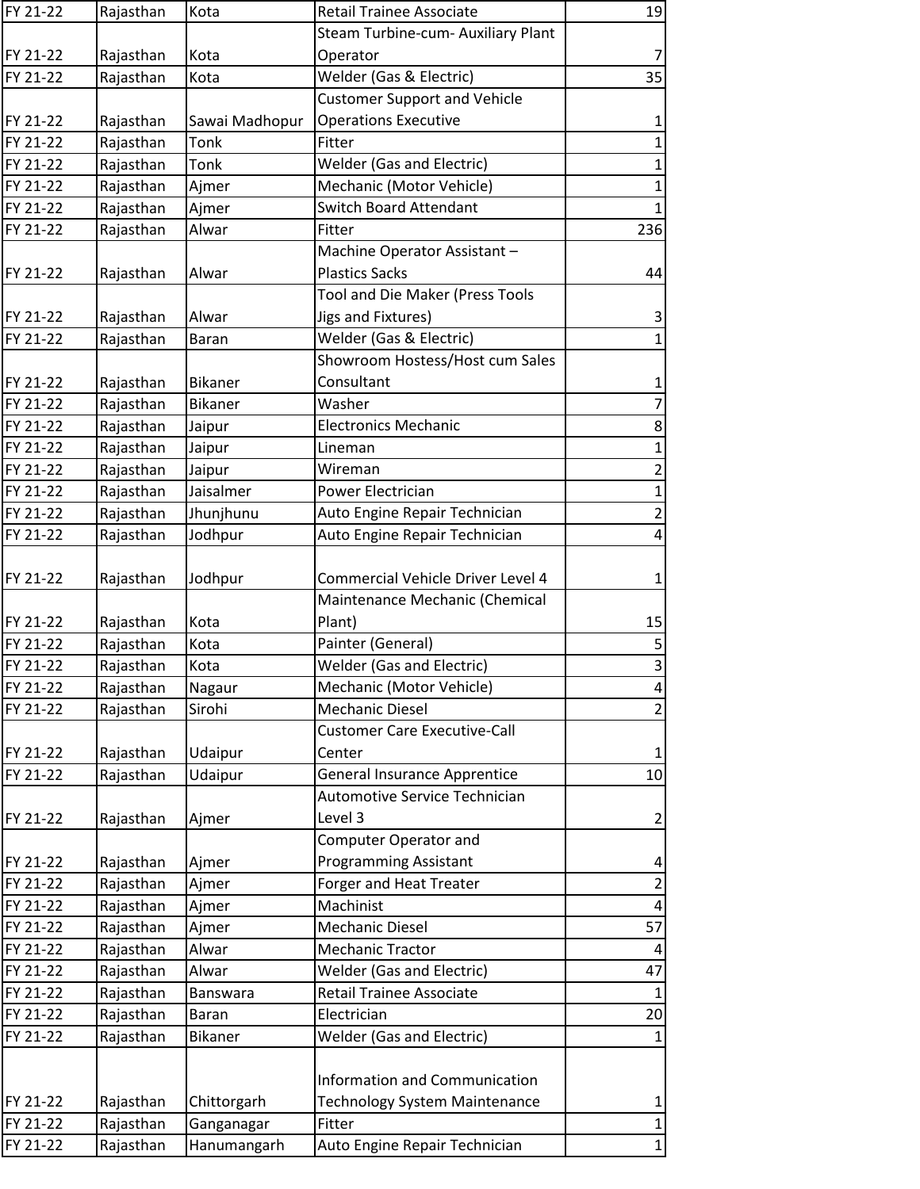| FY 21-22 | Rajasthan | Kota | Retail Trainee Associate | 19 |
|---|---|---|---|---|
| FY 21-22 | Rajasthan | Kota | Steam Turbine-cum- Auxiliary Plant Operator | 7 |
| FY 21-22 | Rajasthan | Kota | Welder (Gas & Electric) | 35 |
| FY 21-22 | Rajasthan | Sawai Madhopur | Customer Support and Vehicle Operations Executive | 1 |
| FY 21-22 | Rajasthan | Tonk | Fitter | 1 |
| FY 21-22 | Rajasthan | Tonk | Welder (Gas and Electric) | 1 |
| FY 21-22 | Rajasthan | Ajmer | Mechanic (Motor Vehicle) | 1 |
| FY 21-22 | Rajasthan | Ajmer | Switch Board Attendant | 1 |
| FY 21-22 | Rajasthan | Alwar | Fitter | 236 |
| FY 21-22 | Rajasthan | Alwar | Machine Operator Assistant – Plastics Sacks | 44 |
| FY 21-22 | Rajasthan | Alwar | Tool and Die Maker (Press Tools Jigs and Fixtures) | 3 |
| FY 21-22 | Rajasthan | Baran | Welder (Gas & Electric) | 1 |
| FY 21-22 | Rajasthan | Bikaner | Showroom Hostess/Host cum Sales Consultant | 1 |
| FY 21-22 | Rajasthan | Bikaner | Washer | 7 |
| FY 21-22 | Rajasthan | Jaipur | Electronics Mechanic | 8 |
| FY 21-22 | Rajasthan | Jaipur | Lineman | 1 |
| FY 21-22 | Rajasthan | Jaipur | Wireman | 2 |
| FY 21-22 | Rajasthan | Jaisalmer | Power Electrician | 1 |
| FY 21-22 | Rajasthan | Jhunjhunu | Auto Engine Repair Technician | 2 |
| FY 21-22 | Rajasthan | Jodhpur | Auto Engine Repair Technician | 4 |
| FY 21-22 | Rajasthan | Jodhpur | Commercial Vehicle Driver Level 4 | 1 |
| FY 21-22 | Rajasthan | Kota | Maintenance Mechanic (Chemical Plant) | 15 |
| FY 21-22 | Rajasthan | Kota | Painter (General) | 5 |
| FY 21-22 | Rajasthan | Kota | Welder (Gas and Electric) | 3 |
| FY 21-22 | Rajasthan | Nagaur | Mechanic (Motor Vehicle) | 4 |
| FY 21-22 | Rajasthan | Sirohi | Mechanic Diesel | 2 |
| FY 21-22 | Rajasthan | Udaipur | Customer Care Executive-Call Center | 1 |
| FY 21-22 | Rajasthan | Udaipur | General Insurance Apprentice | 10 |
| FY 21-22 | Rajasthan | Ajmer | Automotive Service Technician Level 3 | 2 |
| FY 21-22 | Rajasthan | Ajmer | Computer Operator and Programming Assistant | 4 |
| FY 21-22 | Rajasthan | Ajmer | Forger and Heat Treater | 2 |
| FY 21-22 | Rajasthan | Ajmer | Machinist | 4 |
| FY 21-22 | Rajasthan | Ajmer | Mechanic Diesel | 57 |
| FY 21-22 | Rajasthan | Alwar | Mechanic Tractor | 4 |
| FY 21-22 | Rajasthan | Alwar | Welder (Gas and Electric) | 47 |
| FY 21-22 | Rajasthan | Banswara | Retail Trainee Associate | 1 |
| FY 21-22 | Rajasthan | Baran | Electrician | 20 |
| FY 21-22 | Rajasthan | Bikaner | Welder (Gas and Electric) | 1 |
| FY 21-22 | Rajasthan | Chittorgarh | Information and Communication Technology System Maintenance | 1 |
| FY 21-22 | Rajasthan | Ganganagar | Fitter | 1 |
| FY 21-22 | Rajasthan | Hanumangarh | Auto Engine Repair Technician | 1 |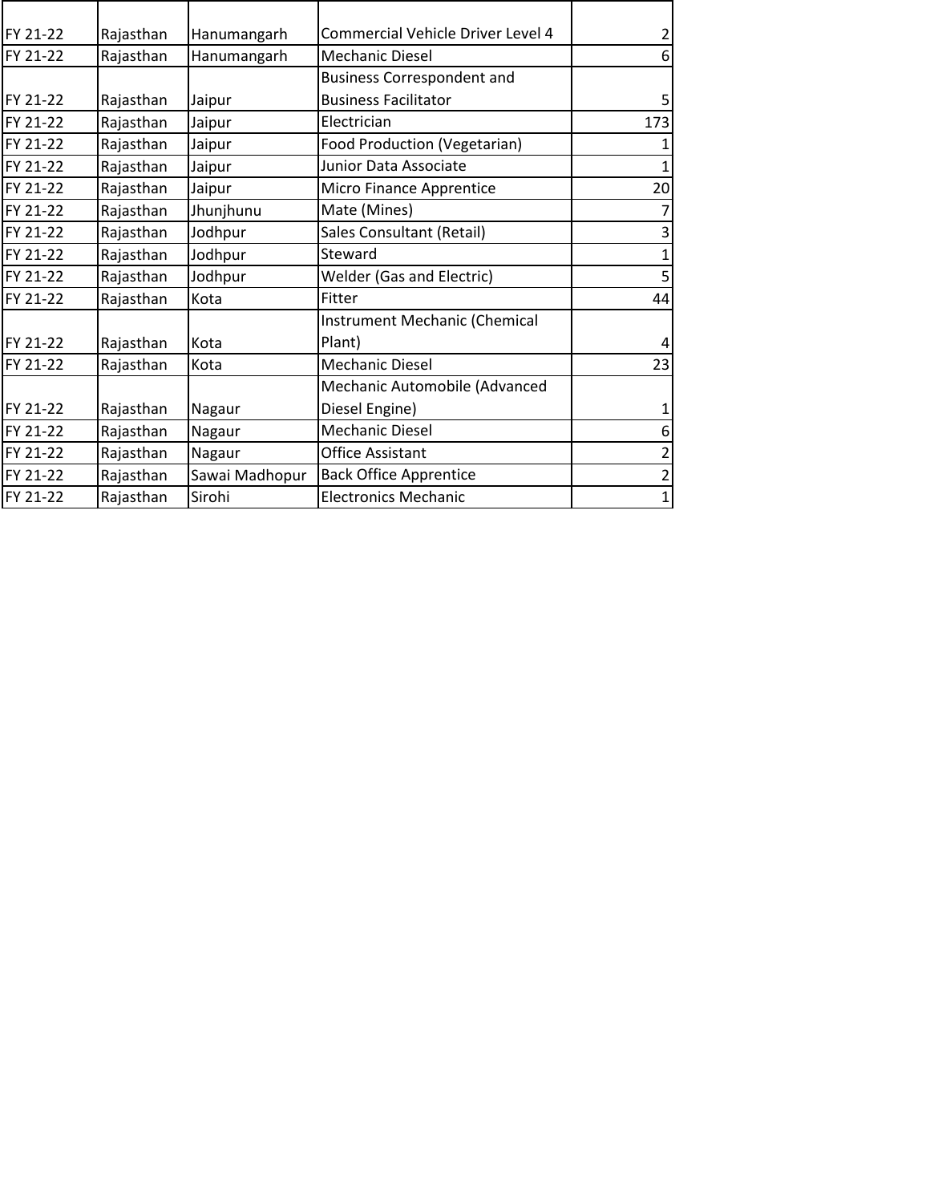| | | | | |
|---|---|---|---|---|
| FY 21-22 | Rajasthan | Hanumangarh | Commercial Vehicle Driver Level 4 | 2 |
| FY 21-22 | Rajasthan | Hanumangarh | Mechanic Diesel | 6 |
| FY 21-22 | Rajasthan | Jaipur | Business Correspondent and Business Facilitator | 5 |
| FY 21-22 | Rajasthan | Jaipur | Electrician | 173 |
| FY 21-22 | Rajasthan | Jaipur | Food Production (Vegetarian) | 1 |
| FY 21-22 | Rajasthan | Jaipur | Junior Data Associate | 1 |
| FY 21-22 | Rajasthan | Jaipur | Micro Finance Apprentice | 20 |
| FY 21-22 | Rajasthan | Jhunjhunu | Mate (Mines) | 7 |
| FY 21-22 | Rajasthan | Jodhpur | Sales Consultant (Retail) | 3 |
| FY 21-22 | Rajasthan | Jodhpur | Steward | 1 |
| FY 21-22 | Rajasthan | Jodhpur | Welder (Gas and Electric) | 5 |
| FY 21-22 | Rajasthan | Kota | Fitter | 44 |
| FY 21-22 | Rajasthan | Kota | Instrument Mechanic (Chemical Plant) | 4 |
| FY 21-22 | Rajasthan | Kota | Mechanic Diesel | 23 |
| FY 21-22 | Rajasthan | Nagaur | Mechanic Automobile (Advanced Diesel Engine) | 1 |
| FY 21-22 | Rajasthan | Nagaur | Mechanic Diesel | 6 |
| FY 21-22 | Rajasthan | Nagaur | Office Assistant | 2 |
| FY 21-22 | Rajasthan | Sawai Madhopur | Back Office Apprentice | 2 |
| FY 21-22 | Rajasthan | Sirohi | Electronics Mechanic | 1 |